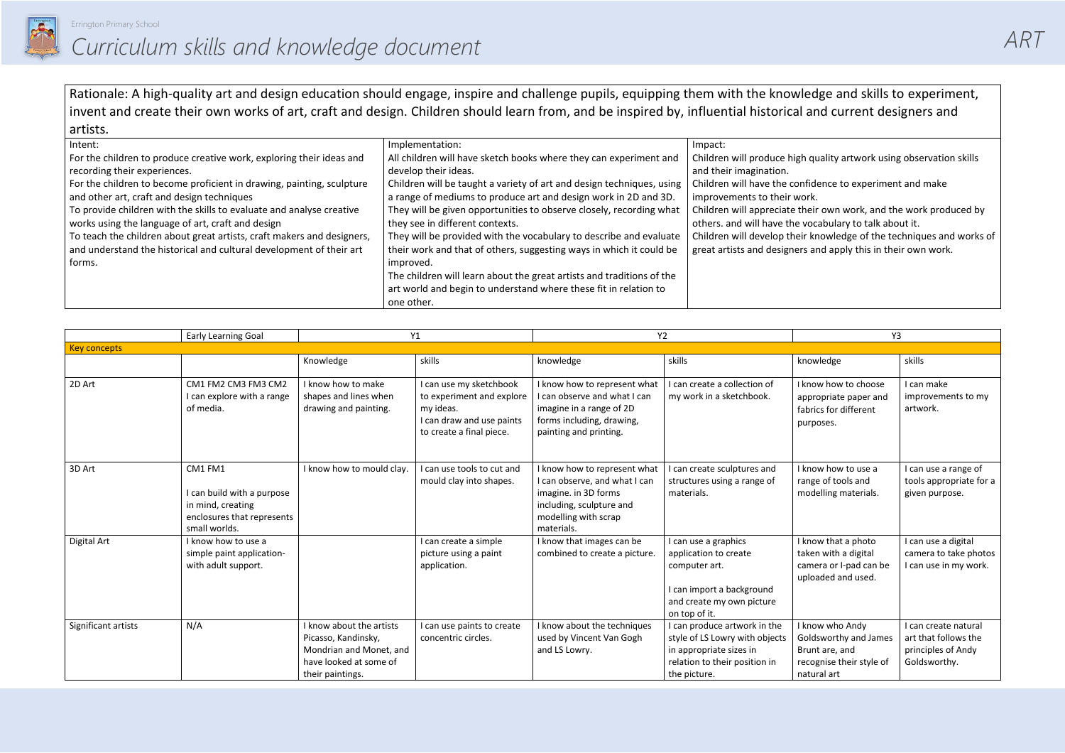Errington Primary School

# Curriculum skills and knowledge document

# ART

Rationale: A high-quality art and design education should engage, inspire and challenge pupils, equipping them with the knowledge and skills to experiment, invent and create their own works of art, craft and design. Children should learn from, and be inspired by, influential historical and current designers and artists.

| Intent: | Implementation: | Impact: |
|---|---|---|
| For the children to produce creative work, exploring their ideas and recording their experiences.<br>For the children to become proficient in drawing, painting, sculpture and other art, craft and design techniques<br>To provide children with the skills to evaluate and analyse creative works using the language of art, craft and design<br>To teach the children about great artists, craft makers and designers, and understand the historical and cultural development of their art forms. | All children will have sketch books where they can experiment and develop their ideas.<br>Children will be taught a variety of art and design techniques, using a range of mediums to produce art and design work in 2D and 3D.<br>They will be given opportunities to observe closely, recording what they see in different contexts.<br>They will be provided with the vocabulary to describe and evaluate their work and that of others, suggesting ways in which it could be improved.<br>The children will learn about the great artists and traditions of the art world and begin to understand where these fit in relation to one other. | Children will produce high quality artwork using observation skills and their imagination.<br>Children will have the confidence to experiment and make improvements to their work.<br>Children will appreciate their own work, and the work produced by others. and will have the vocabulary to talk about it.<br>Children will develop their knowledge of the techniques and works of great artists and designers and apply this in their own work. |

| | Early Learning Goal | Y1 | | Y2 | | Y3 | |
|---|---|---|---|---|---|---|---|
| **Key concepts** | | | | | | | |
| | | Knowledge | skills | knowledge | skills | knowledge | skills |
| 2D Art | CM1 FM2 CM3 FM3 CM2<br>I can explore with a range of media. | I know how to make shapes and lines when drawing and painting. | I can use my sketchbook to experiment and explore my ideas.<br>I can draw and use paints to create a final piece. | I know how to represent what I can observe and what I can imagine in a range of 2D forms including, drawing, painting and printing. | I can create a collection of my work in a sketchbook. | I know how to choose appropriate paper and fabrics for different purposes. | I can make improvements to my artwork. |
| 3D Art | CM1 FM1<br><br>I can build with a purpose in mind, creating enclosures that represents small worlds. | I know how to mould clay. | I can use tools to cut and mould clay into shapes. | I know how to represent what I can observe, and what I can imagine. in 3D forms including, sculpture and modelling with scrap materials. | I can create sculptures and structures using a range of materials. | I know how to use a range of tools and modelling materials. | I can use a range of tools appropriate for a given purpose. |
| Digital Art | I know how to use a simple paint application- with adult support. | | I can create a simple picture using a paint application. | I know that images can be combined to create a picture. | I can use a graphics application to create computer art.<br><br>I can import a background and create my own picture on top of it. | I know that a photo taken with a digital camera or I-pad can be uploaded and used. | I can use a digital camera to take photos I can use in my work. |
| Significant artists | N/A | I know about the artists Picasso, Kandinsky, Mondrian and Monet, and have looked at some of their paintings. | I can use paints to create concentric circles. | I know about the techniques used by Vincent Van Gogh and LS Lowry. | I can produce artwork in the style of LS Lowry with objects in appropriate sizes in relation to their position in the picture. | I know who Andy Goldsworthy and James Brunt are, and recognise their style of natural art | I can create natural art that follows the principles of Andy Goldsworthy. |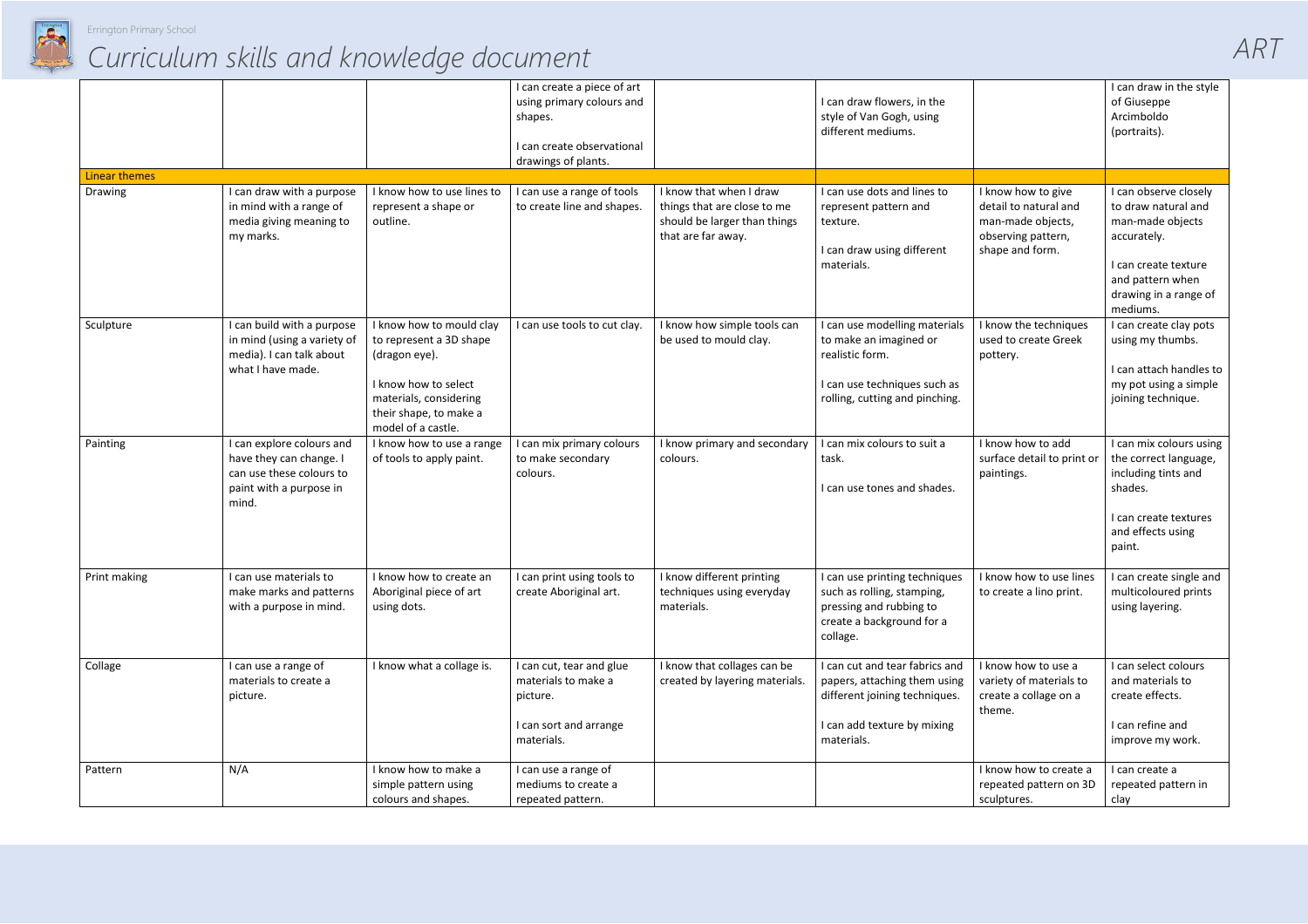# Curriculum skills and knowledge document

ART

| | | | | | | | |
|---|---|---|---|---|---|---|---|
| | | | I can create a piece of art using primary colours and shapes.<br><br>I can create observational drawings of plants. | | I can draw flowers, in the style of Van Gogh, using different mediums. | | I can draw in the style of Giuseppe Arcimboldo (portraits). |
| Linear themes | | | | | | | |
| Drawing | I can draw with a purpose in mind with a range of media giving meaning to my marks. | I know how to use lines to represent a shape or outline. | I can use a range of tools to create line and shapes. | I know that when I draw things that are close to me should be larger than things that are far away. | I can use dots and lines to represent pattern and texture.<br><br>I can draw using different materials. | I know how to give detail to natural and man-made objects, observing pattern, shape and form. | I can observe closely to draw natural and man-made objects accurately.<br><br>I can create texture and pattern when drawing in a range of mediums. |
| Sculpture | I can build with a purpose in mind (using a variety of media). I can talk about what I have made. | I know how to mould clay to represent a 3D shape (dragon eye).<br><br>I know how to select materials, considering their shape, to make a model of a castle. | I can use tools to cut clay. | I know how simple tools can be used to mould clay. | I can use modelling materials to make an imagined or realistic form.<br><br>I can use techniques such as rolling, cutting and pinching. | I know the techniques used to create Greek pottery. | I can create clay pots using my thumbs.<br><br>I can attach handles to my pot using a simple joining technique. |
| Painting | I can explore colours and have they can change. I can use these colours to paint with a purpose in mind. | I know how to use a range of tools to apply paint. | I can mix primary colours to make secondary colours. | I know primary and secondary colours. | I can mix colours to suit a task.<br><br>I can use tones and shades. | I know how to add surface detail to print or paintings. | I can mix colours using the correct language, including tints and shades.<br><br>I can create textures and effects using paint. |
| Print making | I can use materials to make marks and patterns with a purpose in mind. | I know how to create an Aboriginal piece of art using dots. | I can print using tools to create Aboriginal art. | I know different printing techniques using everyday materials. | I can use printing techniques such as rolling, stamping, pressing and rubbing to create a background for a collage. | I know how to use lines to create a lino print. | I can create single and multicoloured prints using layering. |
| Collage | I can use a range of materials to create a picture. | I know what a collage is. | I can cut, tear and glue materials to make a picture.<br><br>I can sort and arrange materials. | I know that collages can be created by layering materials. | I can cut and tear fabrics and papers, attaching them using different joining techniques.<br><br>I can add texture by mixing materials. | I know how to use a variety of materials to create a collage on a theme. | I can select colours and materials to create effects.<br><br>I can refine and improve my work. |
| Pattern | N/A | I know how to make a simple pattern using colours and shapes. | I can use a range of mediums to create a repeated pattern. | | | I know how to create a repeated pattern on 3D sculptures. | I can create a repeated pattern in clay |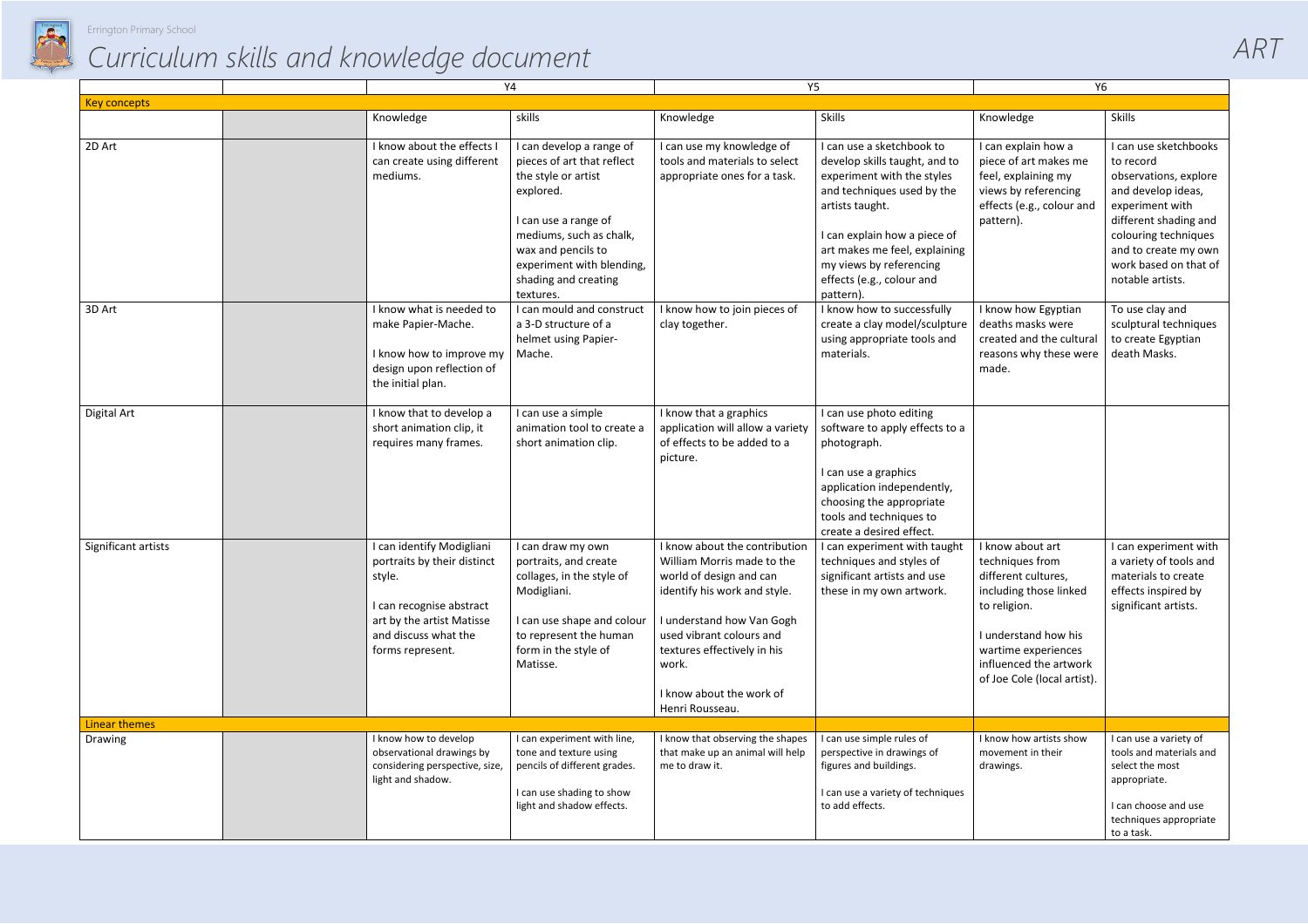Errington Primary School

# Curriculum skills and knowledge document

ART

| | | Y4 | | Y5 | | Y6 | |
|---|---|---|---|---|---|---|---|
| **Key concepts** | | | | | | | |
| | | Knowledge | skills | Knowledge | Skills | Knowledge | Skills |
| 2D Art | | I know about the effects I can create using different mediums. | I can develop a range of pieces of art that reflect the style or artist explored.<br><br>I can use a range of mediums, such as chalk, wax and pencils to experiment with blending, shading and creating textures. | I can use my knowledge of tools and materials to select appropriate ones for a task. | I can use a sketchbook to develop skills taught, and to experiment with the styles and techniques used by the artists taught.<br><br>I can explain how a piece of art makes me feel, explaining my views by referencing effects (e.g., colour and pattern). | I can explain how a piece of art makes me feel, explaining my views by referencing effects (e.g., colour and pattern). | I can use sketchbooks to record observations, explore and develop ideas, experiment with different shading and colouring techniques and to create my own work based on that of notable artists. |
| 3D Art | | I know what is needed to make Papier-Mache.<br><br>I know how to improve my design upon reflection of the initial plan. | I can mould and construct a 3-D structure of a helmet using Papier-Mache. | I know how to join pieces of clay together. | I know how to successfully create a clay model/sculpture using appropriate tools and materials. | I know how Egyptian deaths masks were created and the cultural reasons why these were made. | To use clay and sculptural techniques to create Egyptian death Masks. |
| Digital Art | | I know that to develop a short animation clip, it requires many frames. | I can use a simple animation tool to create a short animation clip. | I know that a graphics application will allow a variety of effects to be added to a picture. | I can use photo editing software to apply effects to a photograph.<br><br>I can use a graphics application independently, choosing the appropriate tools and techniques to create a desired effect. | | |
| Significant artists | | I can identify Modigliani portraits by their distinct style.<br><br>I can recognise abstract art by the artist Matisse and discuss what the forms represent. | I can draw my own portraits, and create collages, in the style of Modigliani.<br><br>I can use shape and colour to represent the human form in the style of Matisse. | I know about the contribution William Morris made to the world of design and can identify his work and style.<br><br>I understand how Van Gogh used vibrant colours and textures effectively in his work.<br><br>I know about the work of Henri Rousseau. | I can experiment with taught techniques and styles of significant artists and use these in my own artwork. | I know about art techniques from different cultures, including those linked to religion.<br><br>I understand how his wartime experiences influenced the artwork of Joe Cole (local artist). | I can experiment with a variety of tools and materials to create effects inspired by significant artists. |
| **Linear themes** | | | | | | | |
| Drawing | | I know how to develop observational drawings by considering perspective, size, light and shadow. | I can experiment with line, tone and texture using pencils of different grades.<br><br>I can use shading to show light and shadow effects. | I know that observing the shapes that make up an animal will help me to draw it. | I can use simple rules of perspective in drawings of figures and buildings.<br><br>I can use a variety of techniques to add effects. | I know how artists show movement in their drawings. | I can use a variety of tools and materials and select the most appropriate.<br><br>I can choose and use techniques appropriate to a task. |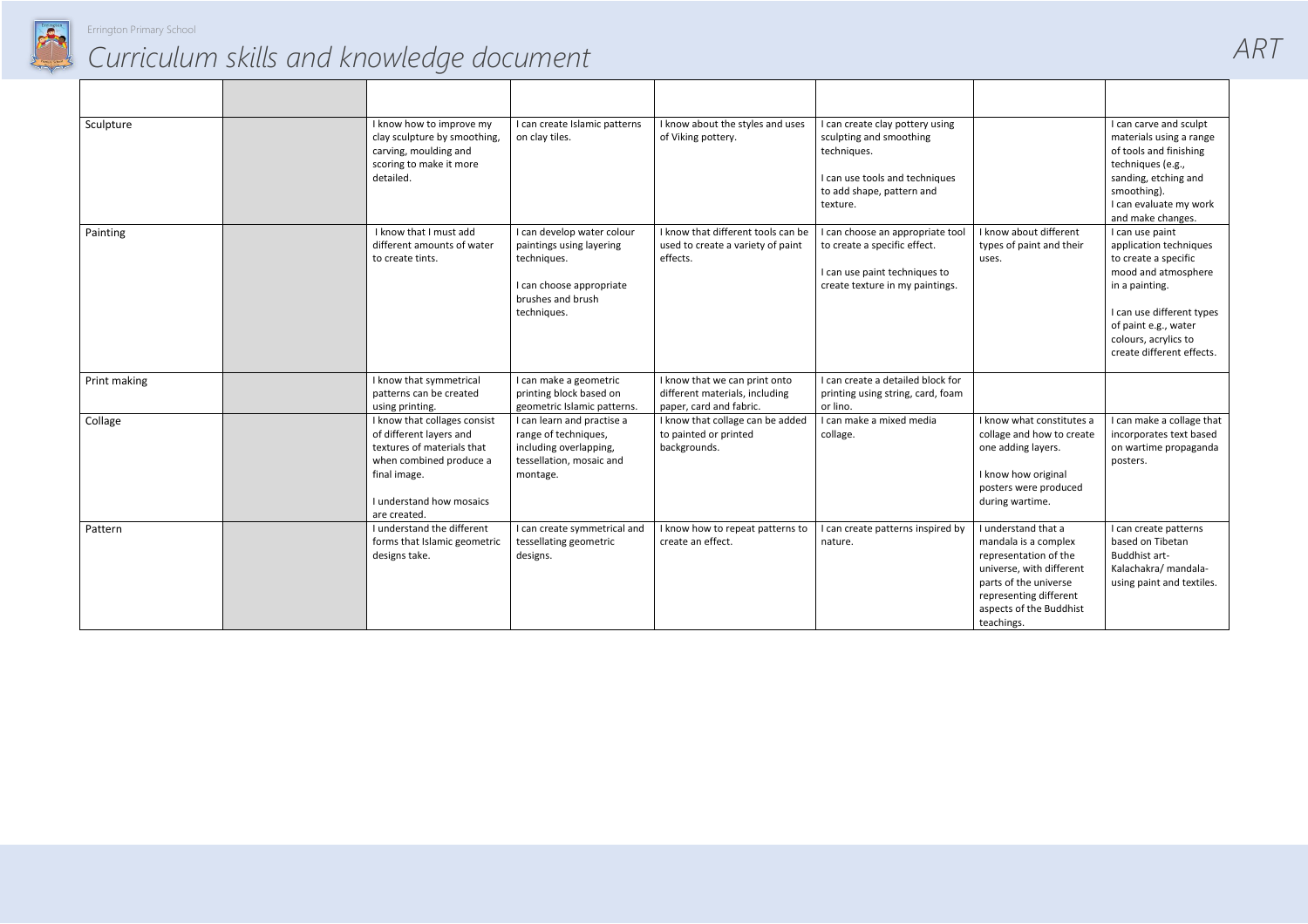| | | | | | | | |
|---|---|---|---|---|---|---|---|
| Sculpture | | I know how to improve my clay sculpture by smoothing, carving, moulding and scoring to make it more detailed. | I can create Islamic patterns on clay tiles. | I know about the styles and uses of Viking pottery. | I can create clay pottery using sculpting and smoothing techniques.<br><br>I can use tools and techniques to add shape, pattern and texture. | | I can carve and sculpt materials using a range of tools and finishing techniques (e.g., sanding, etching and smoothing).<br>I can evaluate my work and make changes. |
| Painting | | I know that I must add different amounts of water to create tints. | I can develop water colour paintings using layering techniques.<br><br>I can choose appropriate brushes and brush techniques. | I know that different tools can be used to create a variety of paint effects. | I can choose an appropriate tool to create a specific effect.<br><br>I can use paint techniques to create texture in my paintings. | I know about different types of paint and their uses. | I can use paint application techniques to create a specific mood and atmosphere in a painting.<br><br>I can use different types of paint e.g., water colours, acrylics to create different effects. |
| Print making | | I know that symmetrical patterns can be created using printing. | I can make a geometric printing block based on geometric Islamic patterns. | I know that we can print onto different materials, including paper, card and fabric. | I can create a detailed block for printing using string, card, foam or lino. | | |
| Collage | | I know that collages consist of different layers and textures of materials that when combined produce a final image.<br><br>I understand how mosaics are created. | I can learn and practise a range of techniques, including overlapping, tessellation, mosaic and montage. | I know that collage can be added to painted or printed backgrounds. | I can make a mixed media collage. | I know what constitutes a collage and how to create one adding layers.<br><br>I know how original posters were produced during wartime. | I can make a collage that incorporates text based on wartime propaganda posters. |
| Pattern | | I understand the different forms that Islamic geometric designs take. | I can create symmetrical and tessellating geometric designs. | I know how to repeat patterns to create an effect. | I can create patterns inspired by nature. | I understand that a mandala is a complex representation of the universe, with different parts of the universe representing different aspects of the Buddhist teachings. | I can create patterns based on Tibetan Buddhist art- Kalachakra/ mandala- using paint and textiles. |